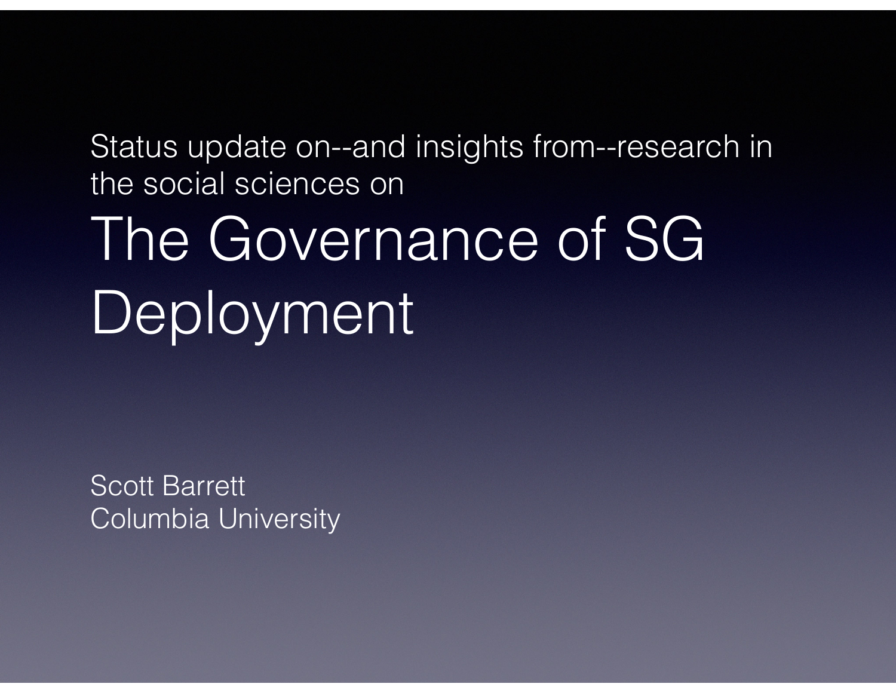Status update on--and insights from--research in the social sciences on

# The Governance of SG Deployment

Scott Barrett
Columbia University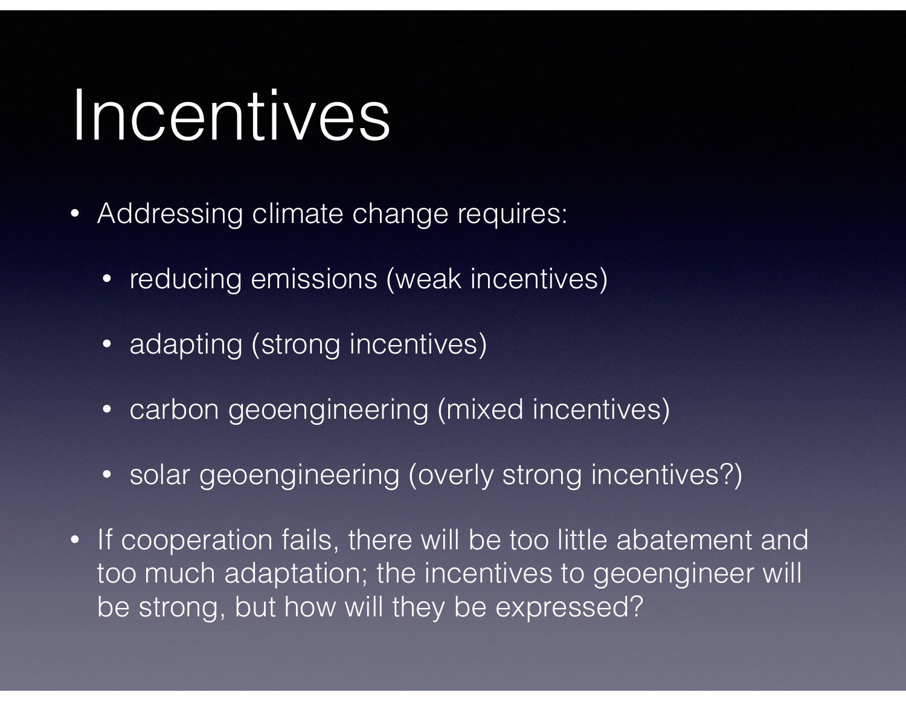# Incentives

- Addressing climate change requires:
    - reducing emissions (weak incentives)
    - adapting (strong incentives)
    - carbon geoengineering (mixed incentives)
    - solar geoengineering (overly strong incentives?)
- If cooperation fails, there will be too little abatement and too much adaptation; the incentives to geoengineer will be strong, but how will they be expressed?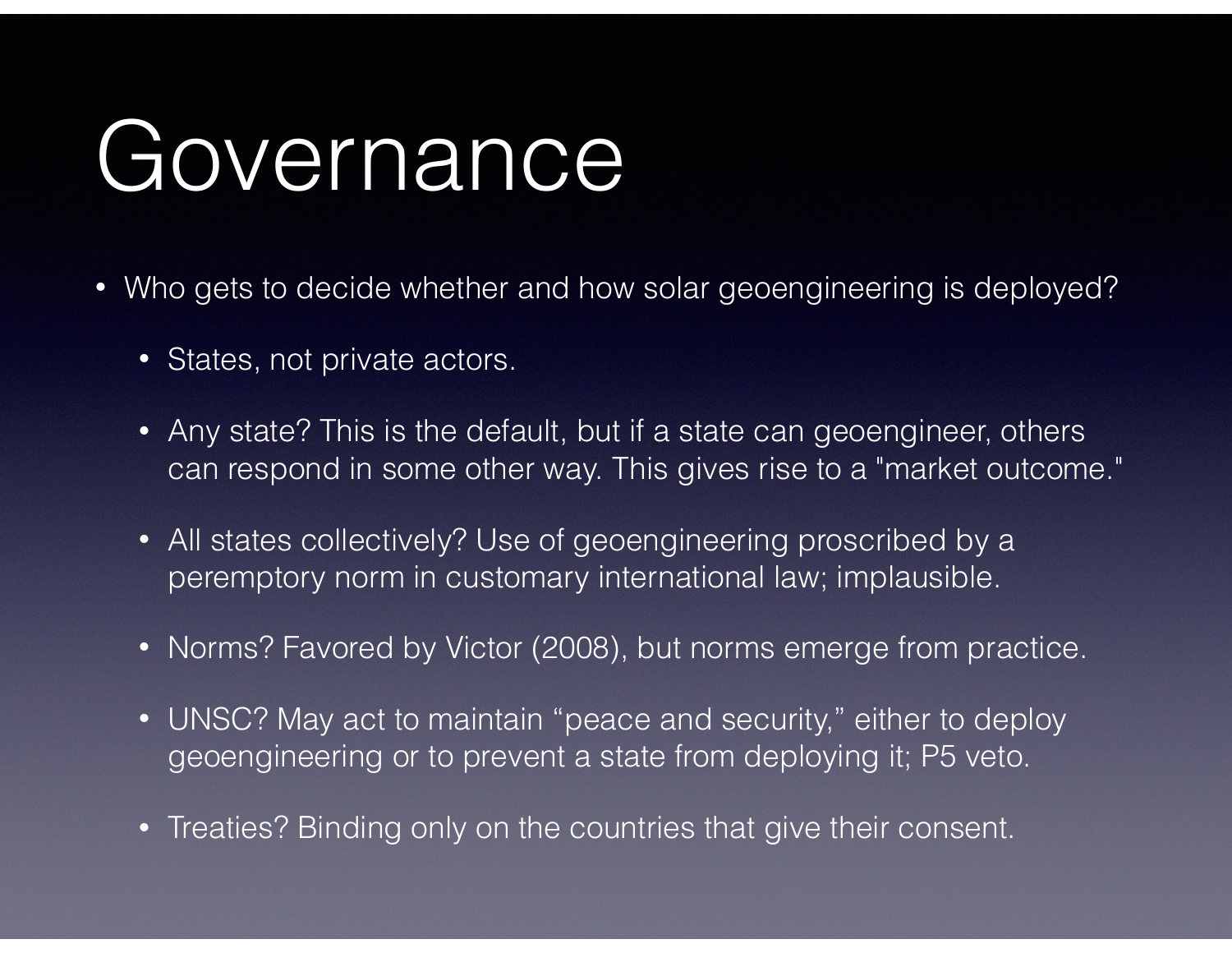# Governance

- Who gets to decide whether and how solar geoengineering is deployed?
    - States, not private actors.
    - Any state? This is the default, but if a state can geoengineer, others can respond in some other way. This gives rise to a "market outcome."
    - All states collectively? Use of geoengineering proscribed by a peremptory norm in customary international law; implausible.
    - Norms? Favored by Victor (2008), but norms emerge from practice.
    - UNSC? May act to maintain "peace and security," either to deploy geoengineering or to prevent a state from deploying it; P5 veto.
    - Treaties? Binding only on the countries that give their consent.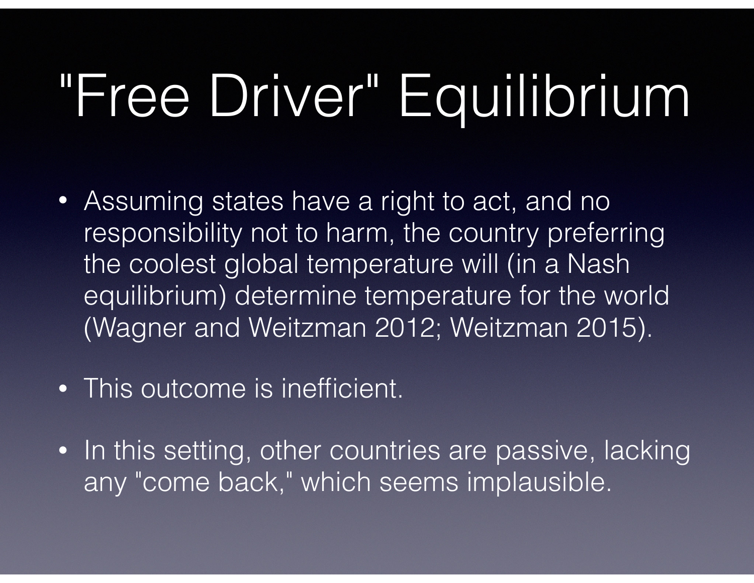# "Free Driver" Equilibrium

- Assuming states have a right to act, and no responsibility not to harm, the country preferring the coolest global temperature will (in a Nash equilibrium) determine temperature for the world (Wagner and Weitzman 2012; Weitzman 2015).
- This outcome is inefficient.
- In this setting, other countries are passive, lacking any "come back," which seems implausible.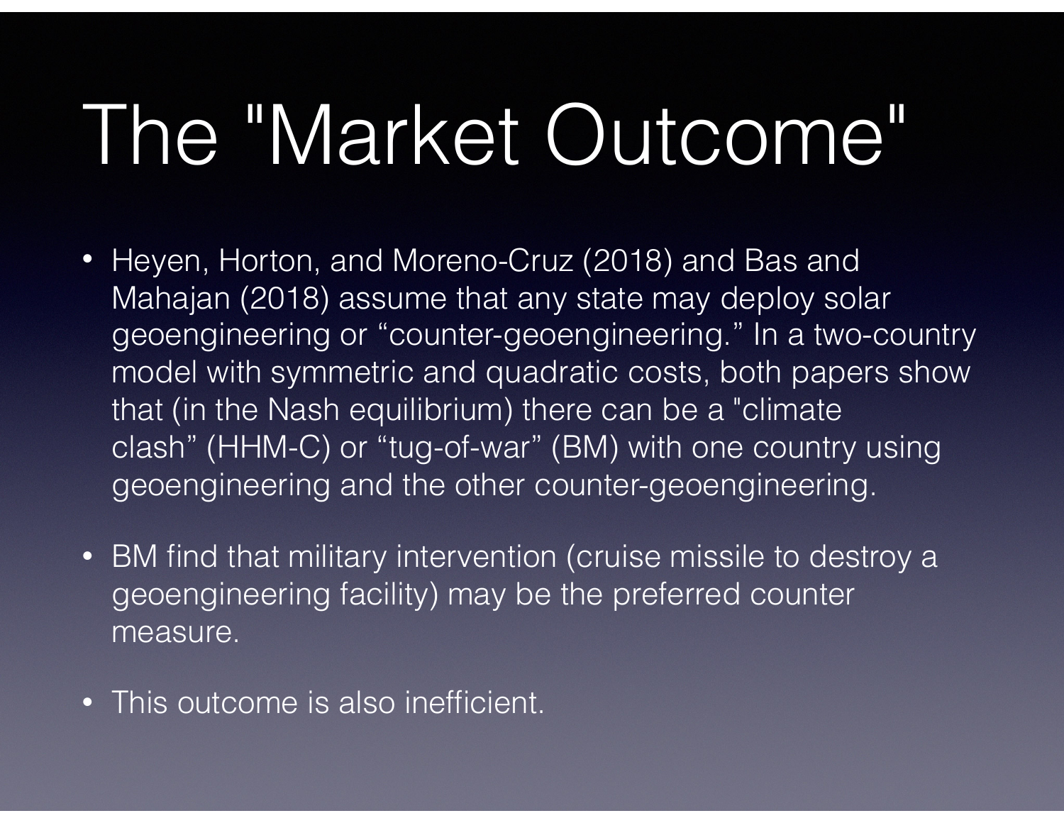# The "Market Outcome"

- Heyen, Horton, and Moreno-Cruz (2018) and Bas and Mahajan (2018) assume that any state may deploy solar geoengineering or “counter-geoengineering.” In a two-country model with symmetric and quadratic costs, both papers show that (in the Nash equilibrium) there can be a "climate clash” (HHM-C) or “tug-of-war” (BM) with one country using geoengineering and the other counter-geoengineering.
- BM find that military intervention (cruise missile to destroy a geoengineering facility) may be the preferred counter measure.
- This outcome is also inefficient.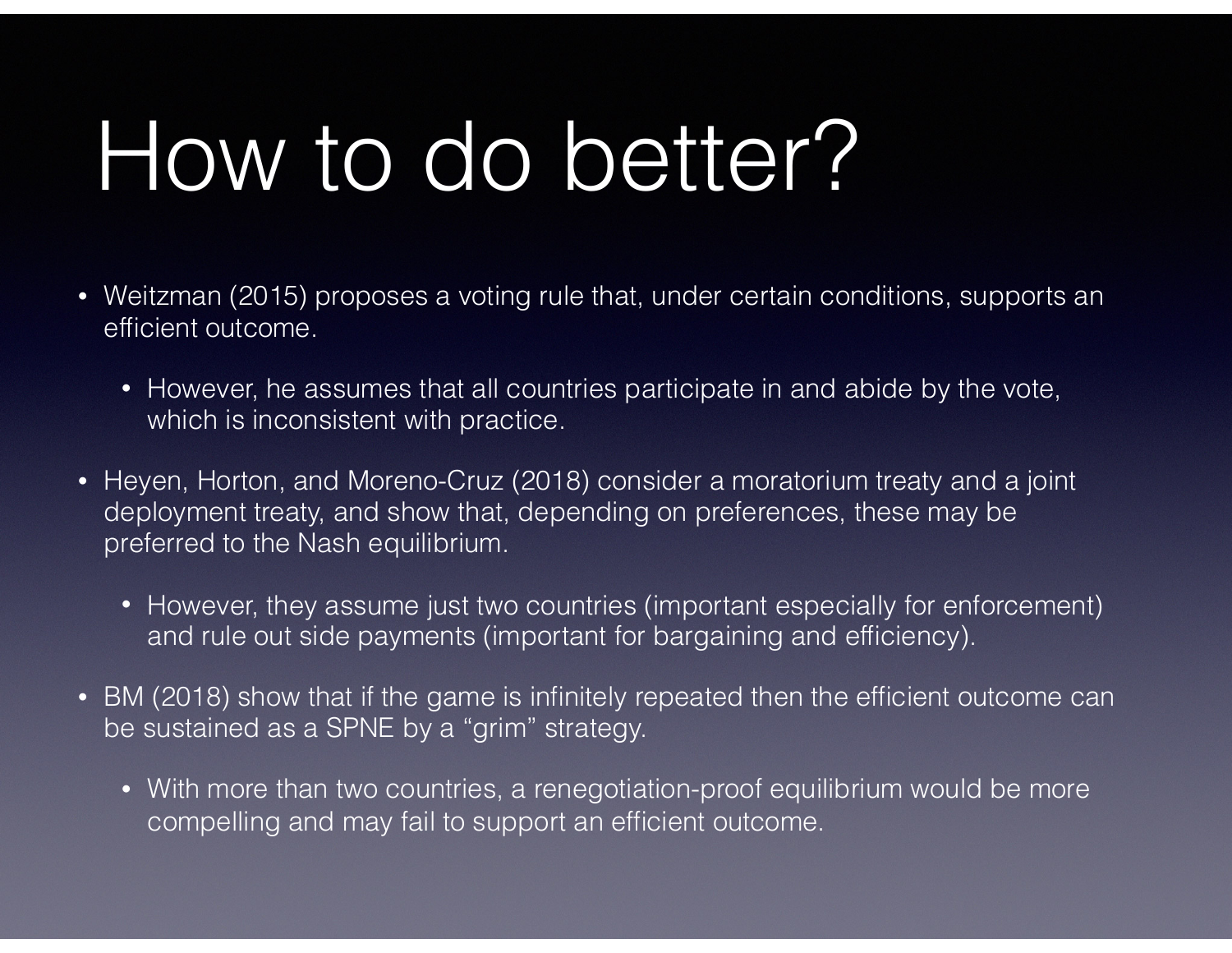# How to do better?

- Weitzman (2015) proposes a voting rule that, under certain conditions, supports an efficient outcome.
  - However, he assumes that all countries participate in and abide by the vote, which is inconsistent with practice.
- Heyen, Horton, and Moreno-Cruz (2018) consider a moratorium treaty and a joint deployment treaty, and show that, depending on preferences, these may be preferred to the Nash equilibrium.
  - However, they assume just two countries (important especially for enforcement) and rule out side payments (important for bargaining and efficiency).
- BM (2018) show that if the game is infinitely repeated then the efficient outcome can be sustained as a SPNE by a “grim” strategy.
  - With more than two countries, a renegotiation-proof equilibrium would be more compelling and may fail to support an efficient outcome.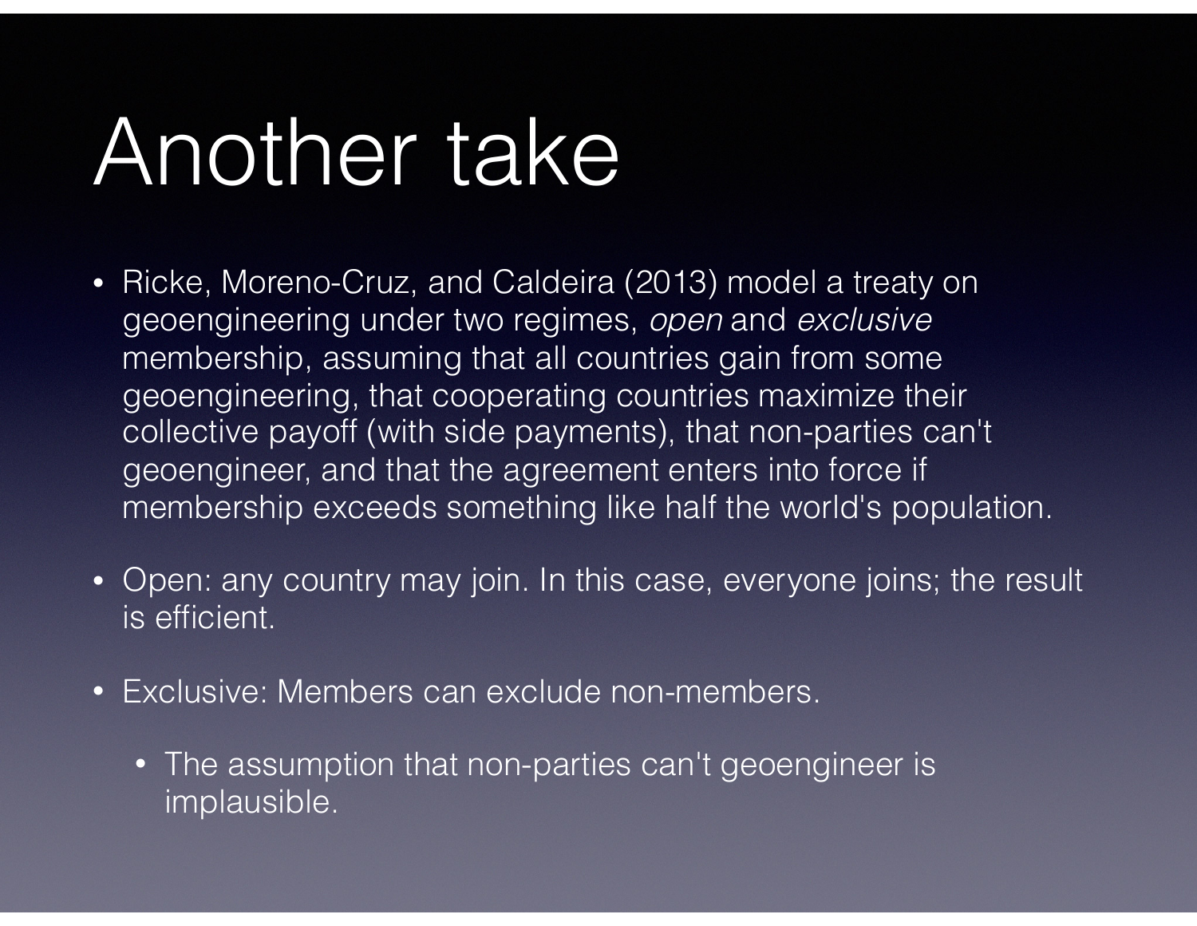# Another take

- Ricke, Moreno-Cruz, and Caldeira (2013) model a treaty on geoengineering under two regimes, *open* and *exclusive* membership, assuming that all countries gain from some geoengineering, that cooperating countries maximize their collective payoff (with side payments), that non-parties can't geoengineer, and that the agreement enters into force if membership exceeds something like half the world's population.
- Open: any country may join. In this case, everyone joins; the result is efficient.
- Exclusive: Members can exclude non-members.
  - The assumption that non-parties can't geoengineer is implausible.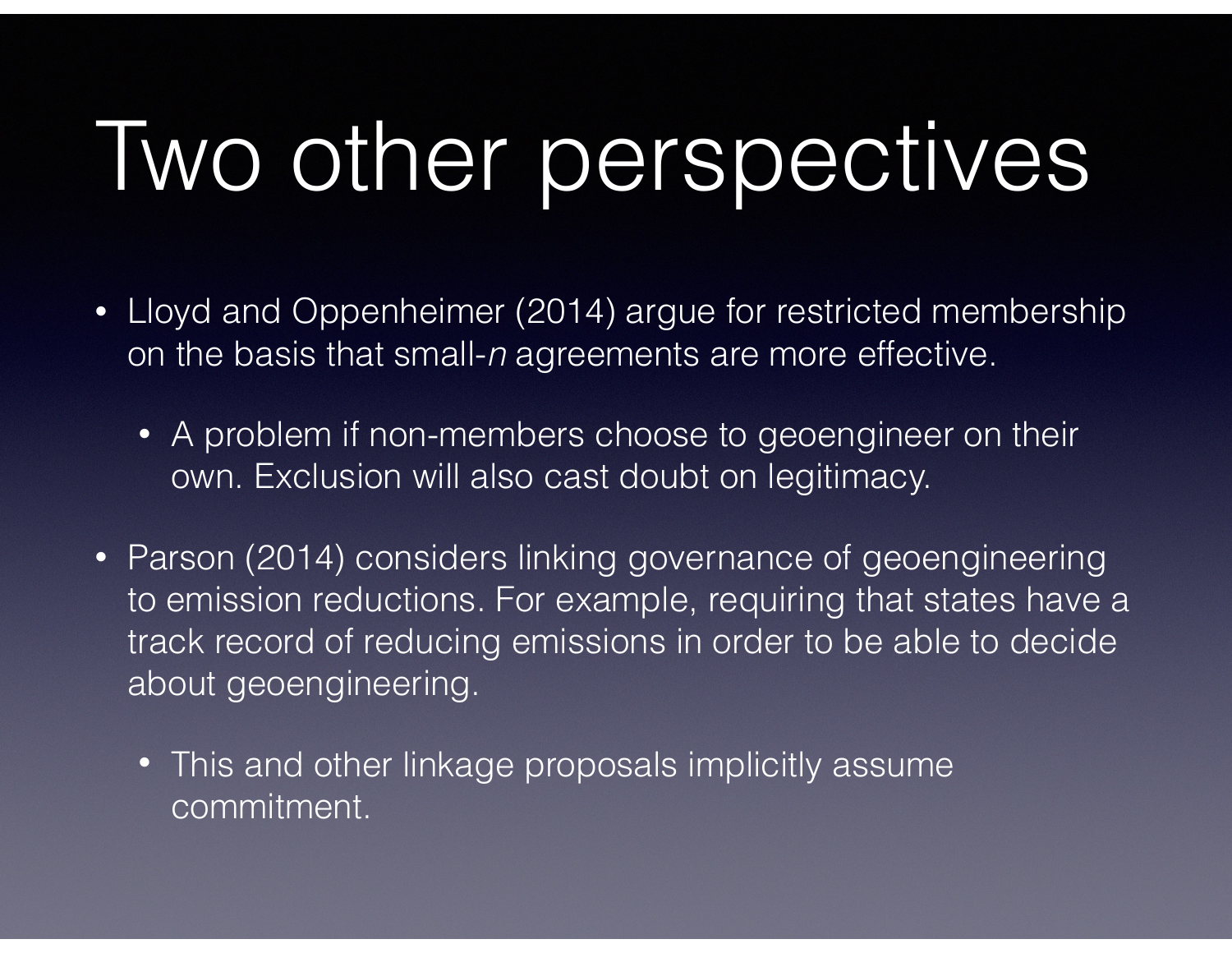# Two other perspectives

- Lloyd and Oppenheimer (2014) argue for restricted membership on the basis that small-*n* agreements are more effective.
  - A problem if non-members choose to geoengineer on their own. Exclusion will also cast doubt on legitimacy.
- Parson (2014) considers linking governance of geoengineering to emission reductions. For example, requiring that states have a track record of reducing emissions in order to be able to decide about geoengineering.
  - This and other linkage proposals implicitly assume commitment.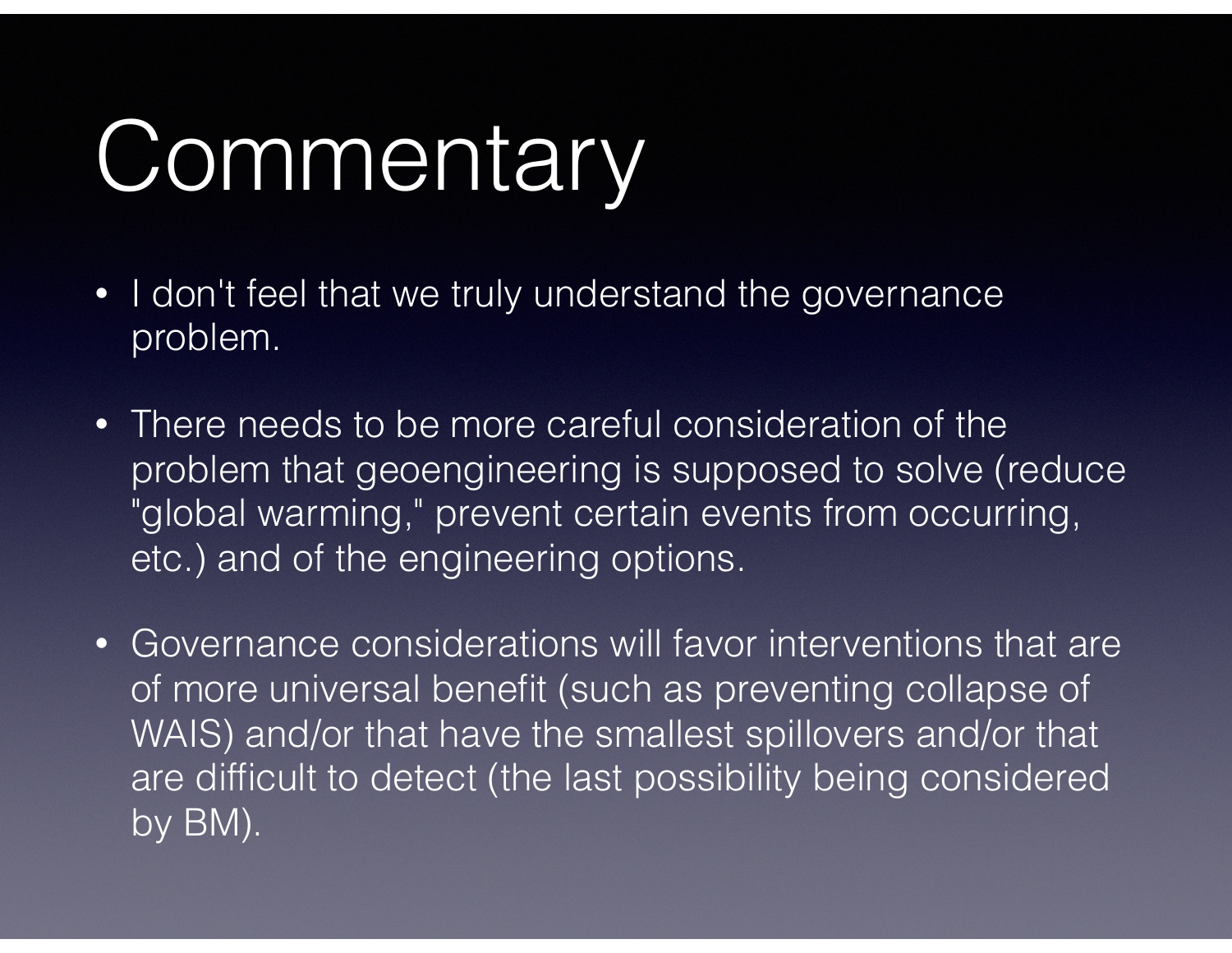# Commentary

- I don't feel that we truly understand the governance problem.
- There needs to be more careful consideration of the problem that geoengineering is supposed to solve (reduce "global warming," prevent certain events from occurring, etc.) and of the engineering options.
- Governance considerations will favor interventions that are of more universal benefit (such as preventing collapse of WAIS) and/or that have the smallest spillovers and/or that are difficult to detect (the last possibility being considered by BM).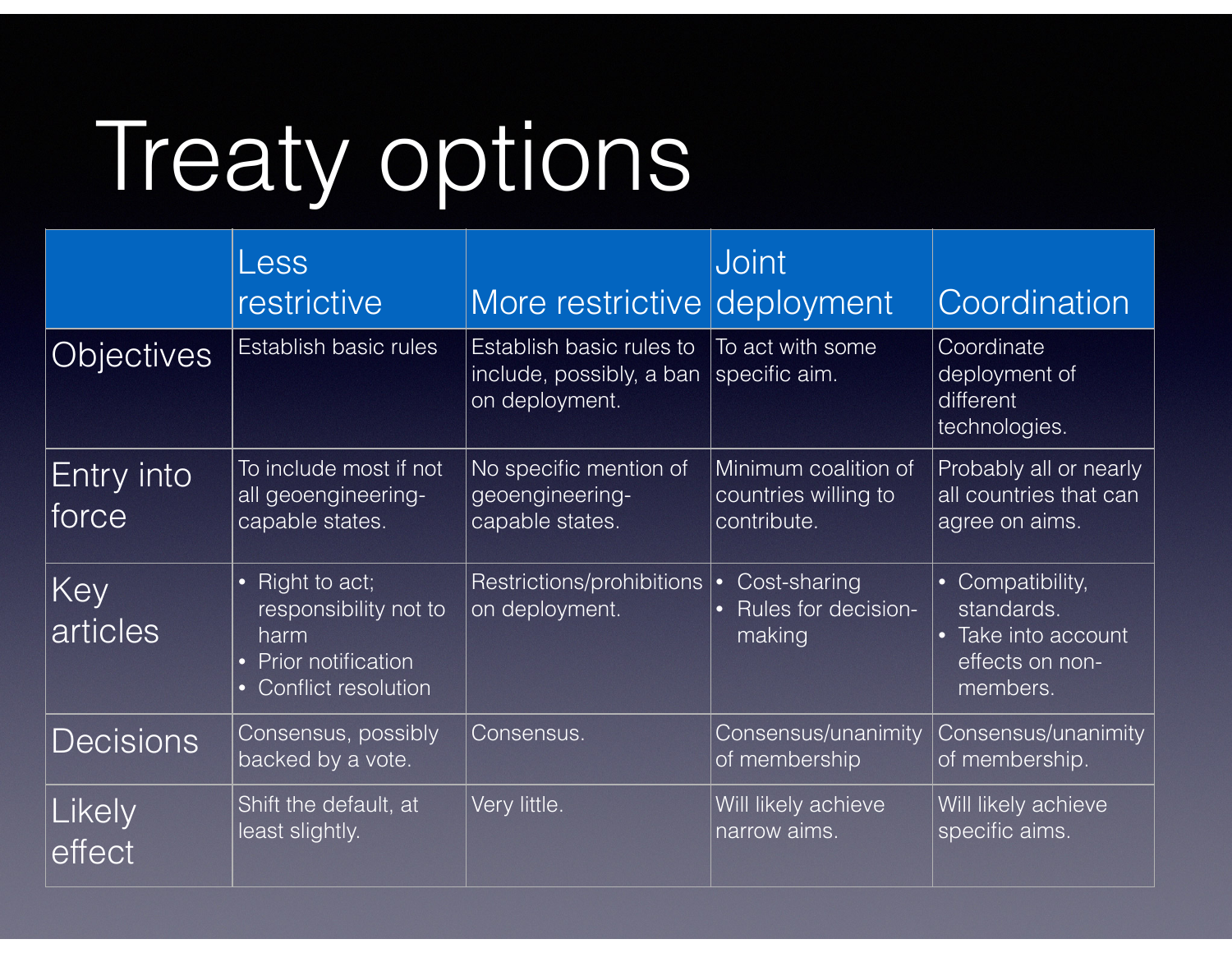# Treaty options

| | Less restrictive | More restrictive | Joint deployment | Coordination |
|---|---|---|---|---|
| Objectives | Establish basic rules | Establish basic rules to include, possibly, a ban on deployment. | To act with some specific aim. | Coordinate deployment of different technologies. |
| Entry into force | To include most if not all geoengineering-capable states. | No specific mention of geoengineering-capable states. | Minimum coalition of countries willing to contribute. | Probably all or nearly all countries that can agree on aims. |
| Key articles | • Right to act; responsibility not to harm<br>• Prior notification<br>• Conflict resolution | Restrictions/prohibitions on deployment. | • Cost-sharing<br>• Rules for decision-making | • Compatibility, standards.<br>• Take into account effects on non-members. |
| Decisions | Consensus, possibly backed by a vote. | Consensus. | Consensus/unanimity of membership | Consensus/unanimity of membership. |
| Likely effect | Shift the default, at least slightly. | Very little. | Will likely achieve narrow aims. | Will likely achieve specific aims. |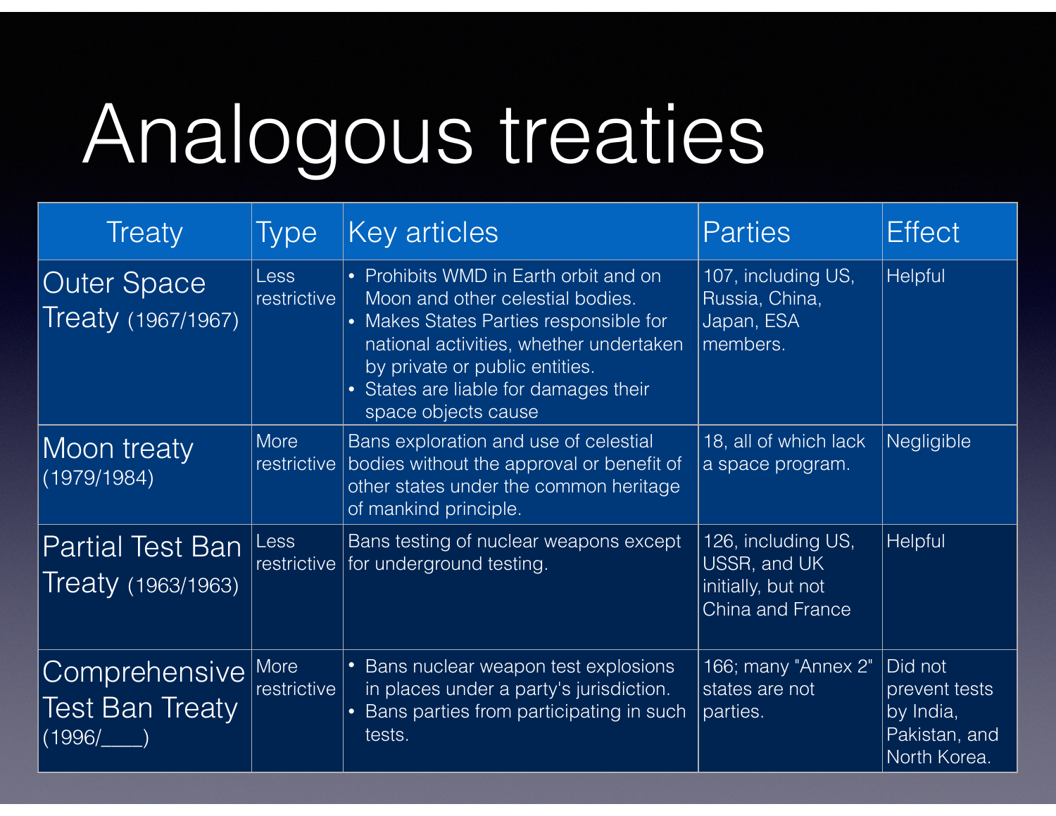# Analogous treaties

| Treaty | Type | Key articles | Parties | Effect |
|---|---|---|---|---|
| Outer Space Treaty (1967/1967) | Less restrictive | • Prohibits WMD in Earth orbit and on Moon and other celestial bodies.<br>• Makes States Parties responsible for national activities, whether undertaken by private or public entities.<br>• States are liable for damages their space objects cause | 107, including US, Russia, China, Japan, ESA members. | Helpful |
| Moon treaty (1979/1984) | More restrictive | Bans exploration and use of celestial bodies without the approval or benefit of other states under the common heritage of mankind principle. | 18, all of which lack a space program. | Negligible |
| Partial Test Ban Treaty (1963/1963) | Less restrictive | Bans testing of nuclear weapons except for underground testing. | 126, including US, USSR, and UK initially, but not China and France | Helpful |
| Comprehensive Test Ban Treaty (1996/____) | More restrictive | • Bans nuclear weapon test explosions in places under a party's jurisdiction.<br>• Bans parties from participating in such tests. | 166; many "Annex 2" states are not parties. | Did not prevent tests by India, Pakistan, and North Korea. |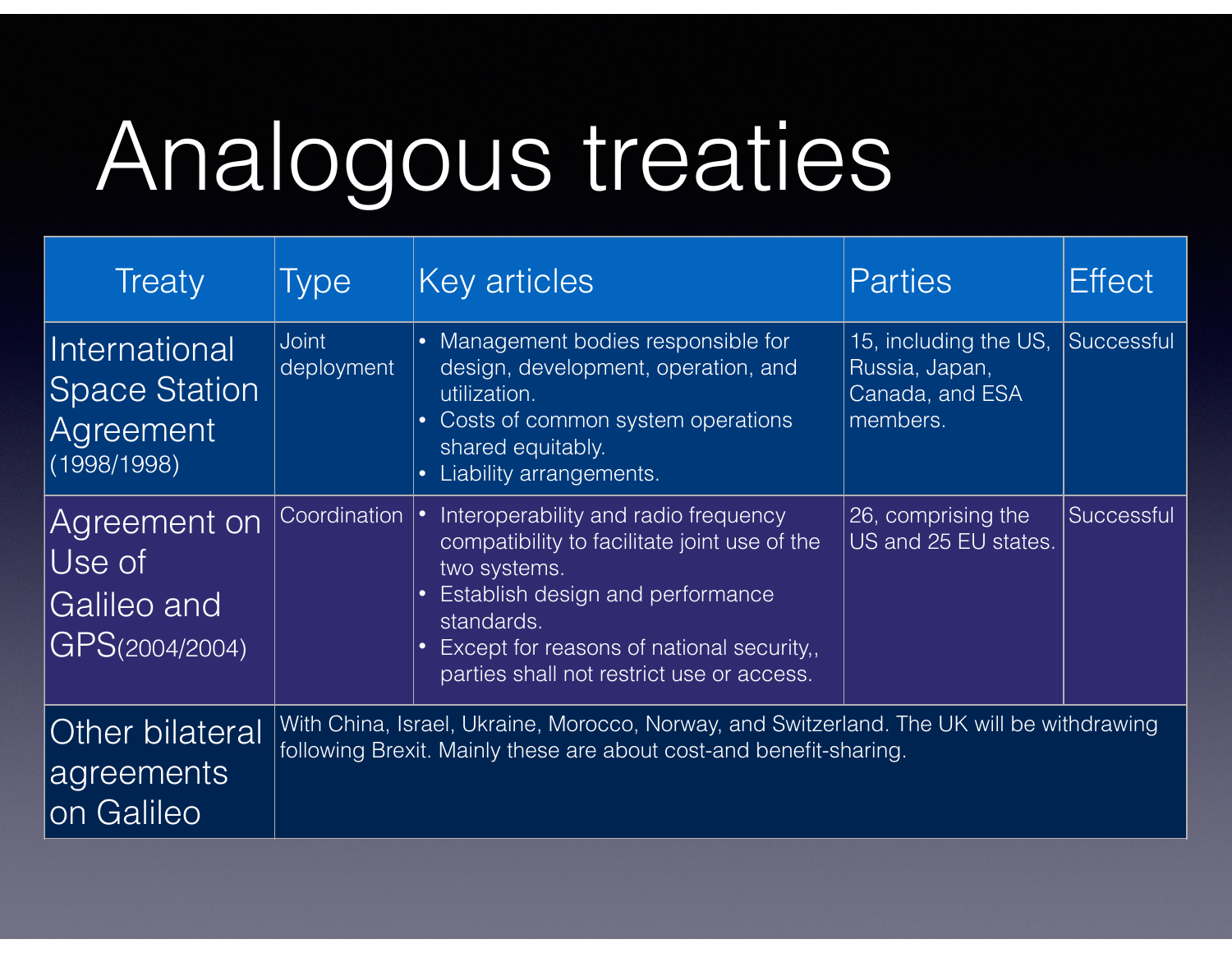# Analogous treaties

| Treaty | Type | Key articles | Parties | Effect |
|---|---|---|---|---|
| International Space Station Agreement (1998/1998) | Joint deployment | • Management bodies responsible for design, development, operation, and utilization.<br>• Costs of common system operations shared equitably.<br>• Liability arrangements. | 15, including the US, Russia, Japan, Canada, and ESA members. | Successful |
| Agreement on Use of Galileo and GPS(2004/2004) | Coordination | • Interoperability and radio frequency compatibility to facilitate joint use of the two systems.<br>• Establish design and performance standards.<br>• Except for reasons of national security,, parties shall not restrict use or access. | 26, comprising the US and 25 EU states. | Successful |
| Other bilateral agreements on Galileo | With China, Israel, Ukraine, Morocco, Norway, and Switzerland. The UK will be withdrawing following Brexit. Mainly these are about cost-and benefit-sharing. | | | |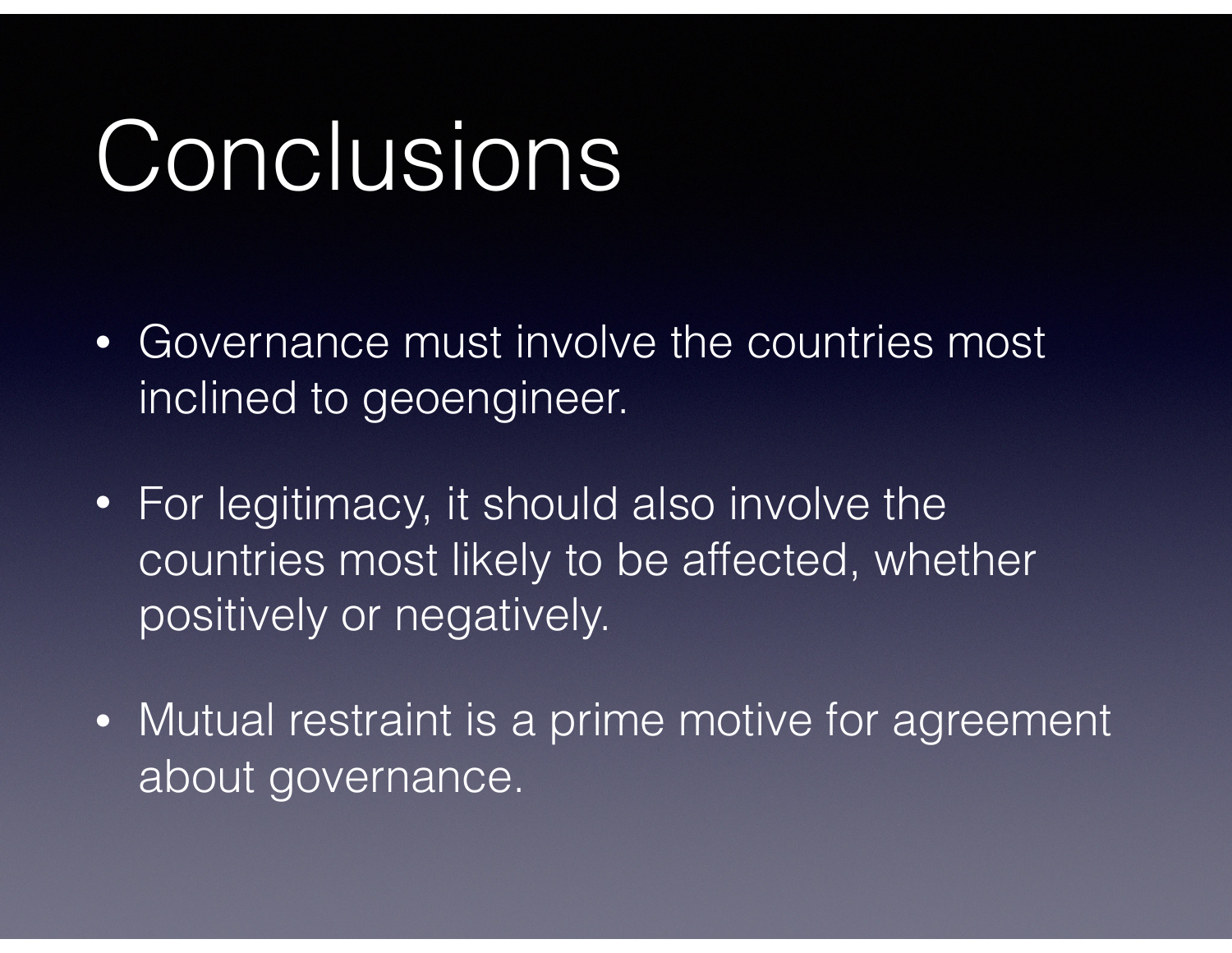# Conclusions

- Governance must involve the countries most inclined to geoengineer.
- For legitimacy, it should also involve the countries most likely to be affected, whether positively or negatively.
- Mutual restraint is a prime motive for agreement about governance.